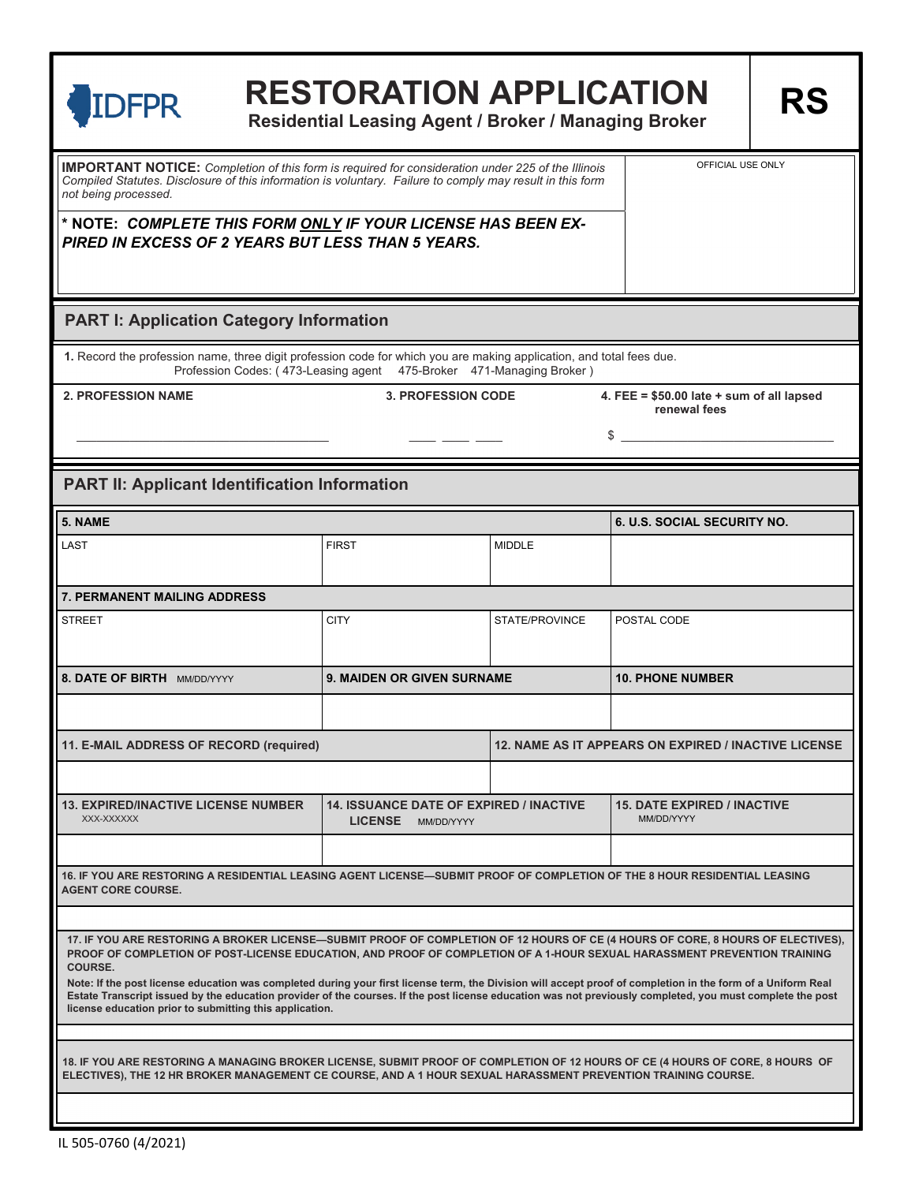IDFPR

# RESTORATION APPLICATION

**Residential Leasing Agent / Broker / Managing Broker**

**RS**

**IMPORTANT NOTICE:** *Completion of this form is required for consideration under 225 of the Illinois Compiled Statutes. Disclosure of this information is voluntary. Failure to comply may result in this form not being processed.*

OFFICIAL USE ONLY

**\* NOTE:** ***COMPLETE THIS FORM ONLY IF YOUR LICENSE HAS BEEN EXPIRED IN EXCESS OF 2 YEARS BUT LESS THAN 5 YEARS.***

## PART I: Application Category Information

**1.** Record the profession name, three digit profession code for which you are making application, and total fees due.
Profession Codes: ( 473-Leasing agent 475-Broker 471-Managing Broker )

| **2. PROFESSION NAME** | **3. PROFESSION CODE** | **4. FEE = $50.00 late + sum of all lapsed renewal fees** |
|---|---|---|
| ______________________ | ___ ___ ___ | $ ______________________ |

## PART II: Applicant Identification Information

| **5. NAME** | | | **6. U.S. SOCIAL SECURITY NO.** |
|---|---|---|---|
| LAST | FIRST | MIDDLE | |
| **7. PERMANENT MAILING ADDRESS** | | | |
| STREET | CITY | STATE/PROVINCE | POSTAL CODE |
| **8. DATE OF BIRTH** MM/DD/YYYY | **9. MAIDEN OR GIVEN SURNAME** | | **10. PHONE NUMBER** |
| | | | |
| **11. E-MAIL ADDRESS OF RECORD (required)** | | **12. NAME AS IT APPEARS ON EXPIRED / INACTIVE LICENSE** | |
| | | | |
| **13. EXPIRED/INACTIVE LICENSE NUMBER** XXX-XXXXXX | **14. ISSUANCE DATE OF EXPIRED / INACTIVE LICENSE** MM/DD/YYYY | | **15. DATE EXPIRED / INACTIVE** MM/DD/YYYY |
| | | | |

**16. IF YOU ARE RESTORING A RESIDENTIAL LEASING AGENT LICENSE—SUBMIT PROOF OF COMPLETION OF THE 8 HOUR RESIDENTIAL LEASING AGENT CORE COURSE.**

**17. IF YOU ARE RESTORING A BROKER LICENSE—SUBMIT PROOF OF COMPLETION OF 12 HOURS OF CE (4 HOURS OF CORE, 8 HOURS OF ELECTIVES), PROOF OF COMPLETION OF POST-LICENSE EDUCATION, AND PROOF OF COMPLETION OF A 1-HOUR SEXUAL HARASSMENT PREVENTION TRAINING COURSE.**

**Note: If the post license education was completed during your first license term, the Division will accept proof of completion in the form of a Uniform Real Estate Transcript issued by the education provider of the courses. If the post license education was not previously completed, you must complete the post license education prior to submitting this application.**

**18. IF YOU ARE RESTORING A MANAGING BROKER LICENSE, SUBMIT PROOF OF COMPLETION OF 12 HOURS OF CE (4 HOURS OF CORE, 8 HOURS OF ELECTIVES), THE 12 HR BROKER MANAGEMENT CE COURSE, AND A 1 HOUR SEXUAL HARASSMENT PREVENTION TRAINING COURSE.**

IL 505-0760 (4/2021)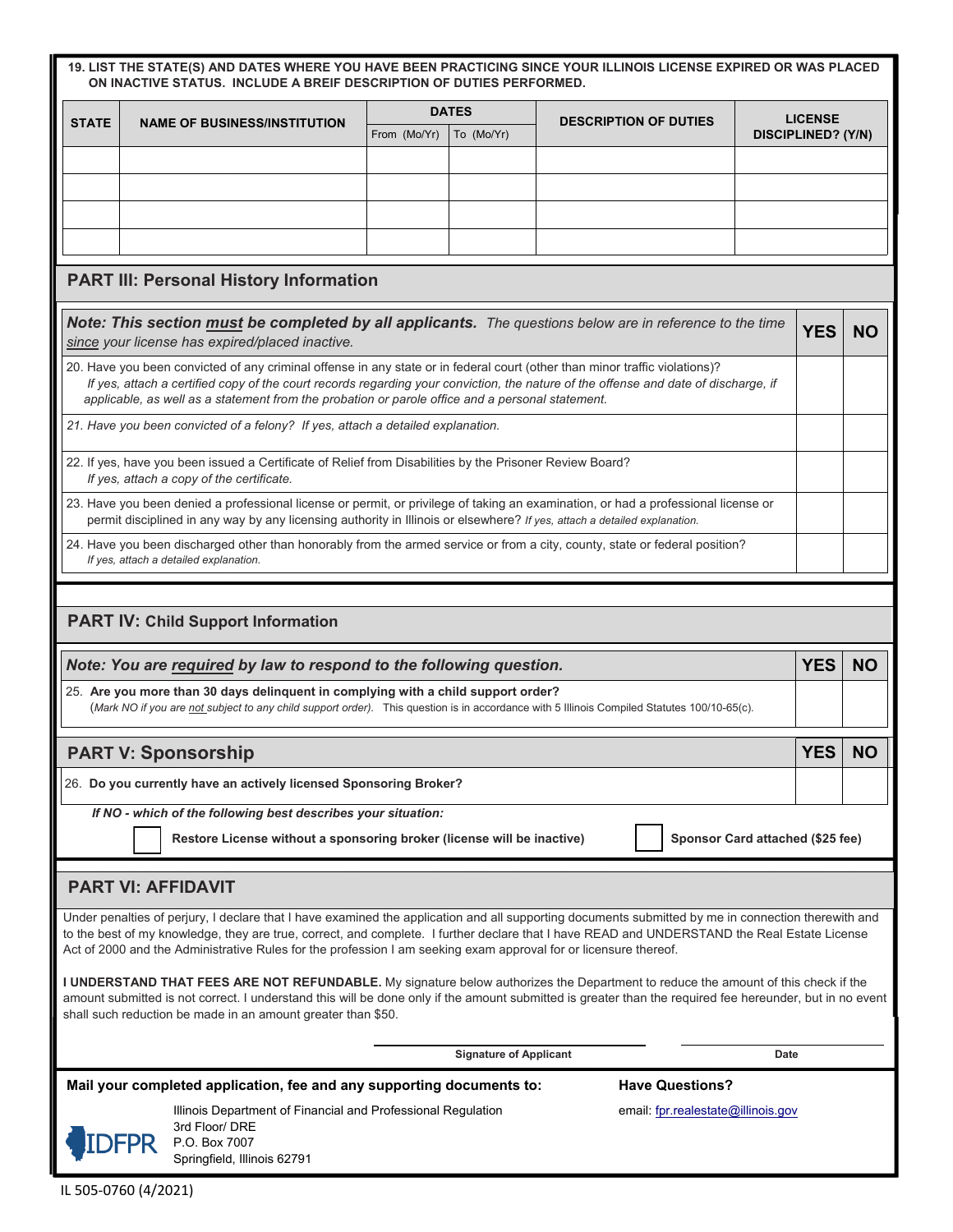**19. LIST THE STATE(S) AND DATES WHERE YOU HAVE BEEN PRACTICING SINCE YOUR ILLINOIS LICENSE EXPIRED OR WAS PLACED ON INACTIVE STATUS. INCLUDE A BREIF DESCRIPTION OF DUTIES PERFORMED.**

| STATE | NAME OF BUSINESS/INSTITUTION | DATES | | DESCRIPTION OF DUTIES | LICENSE DISCIPLINED? (Y/N) |
|---|---|---|---|---|---|
| | | From (Mo/Yr) | To (Mo/Yr) | | |
| | | | | | |
| | | | | | |
| | | | | | |
| | | | | | |

## PART III: Personal History Information

| ***Note: This section must be completed by all applicants.*** *The questions below are in reference to the time since your license has expired/placed inactive.* | YES | NO |
|---|---|---|
| 20. Have you been convicted of any criminal offense in any state or in federal court (other than minor traffic violations)? *If yes, attach a certified copy of the court records regarding your conviction, the nature of the offense and date of discharge, if applicable, as well as a statement from the probation or parole office and a personal statement.* | | |
| *21. Have you been convicted of a felony? If yes, attach a detailed explanation.* | | |
| 22. If yes, have you been issued a Certificate of Relief from Disabilities by the Prisoner Review Board? *If yes, attach a copy of the certificate.* | | |
| 23. Have you been denied a professional license or permit, or privilege of taking an examination, or had a professional license or permit disciplined in any way by any licensing authority in Illinois or elsewhere? *If yes, attach a detailed explanation.* | | |
| 24. Have you been discharged other than honorably from the armed service or from a city, county, state or federal position? *If yes, attach a detailed explanation.* | | |

## PART IV: Child Support Information

| ***Note: You are required by law to respond to the following question.*** | YES | NO |
|---|---|---|
| 25. **Are you more than 30 days delinquent in complying with a child support order?** (*Mark NO if you are not subject to any child support order).* This question is in accordance with 5 Illinois Compiled Statutes 100/10-65(c). | | |

## PART V: Sponsorship

| | YES | NO |
|---|---|---|
| 26. **Do you currently have an actively licensed Sponsoring Broker?** | | |

***If NO - which of the following best describes your situation:***

☐ **Restore License without a sponsoring broker (license will be inactive)**

☐ **Sponsor Card attached ($25 fee)**

## PART VI: AFFIDAVIT

Under penalties of perjury, I declare that I have examined the application and all supporting documents submitted by me in connection therewith and to the best of my knowledge, they are true, correct, and complete. I further declare that I have READ and UNDERSTAND the Real Estate License Act of 2000 and the Administrative Rules for the profession I am seeking exam approval for or licensure thereof.

**I UNDERSTAND THAT FEES ARE NOT REFUNDABLE.** My signature below authorizes the Department to reduce the amount of this check if the amount submitted is not correct. I understand this will be done only if the amount submitted is greater than the required fee hereunder, but in no event shall such reduction be made in an amount greater than $50.

_______________________________ **Signature of Applicant** _______________ **Date**

**Mail your completed application, fee and any supporting documents to:**

IDFPR

Illinois Department of Financial and Professional Regulation
3rd Floor/ DRE
P.O. Box 7007
Springfield, Illinois 62791

**Have Questions?**

email: fpr.realestate@illinois.gov

IL 505-0760 (4/2021)